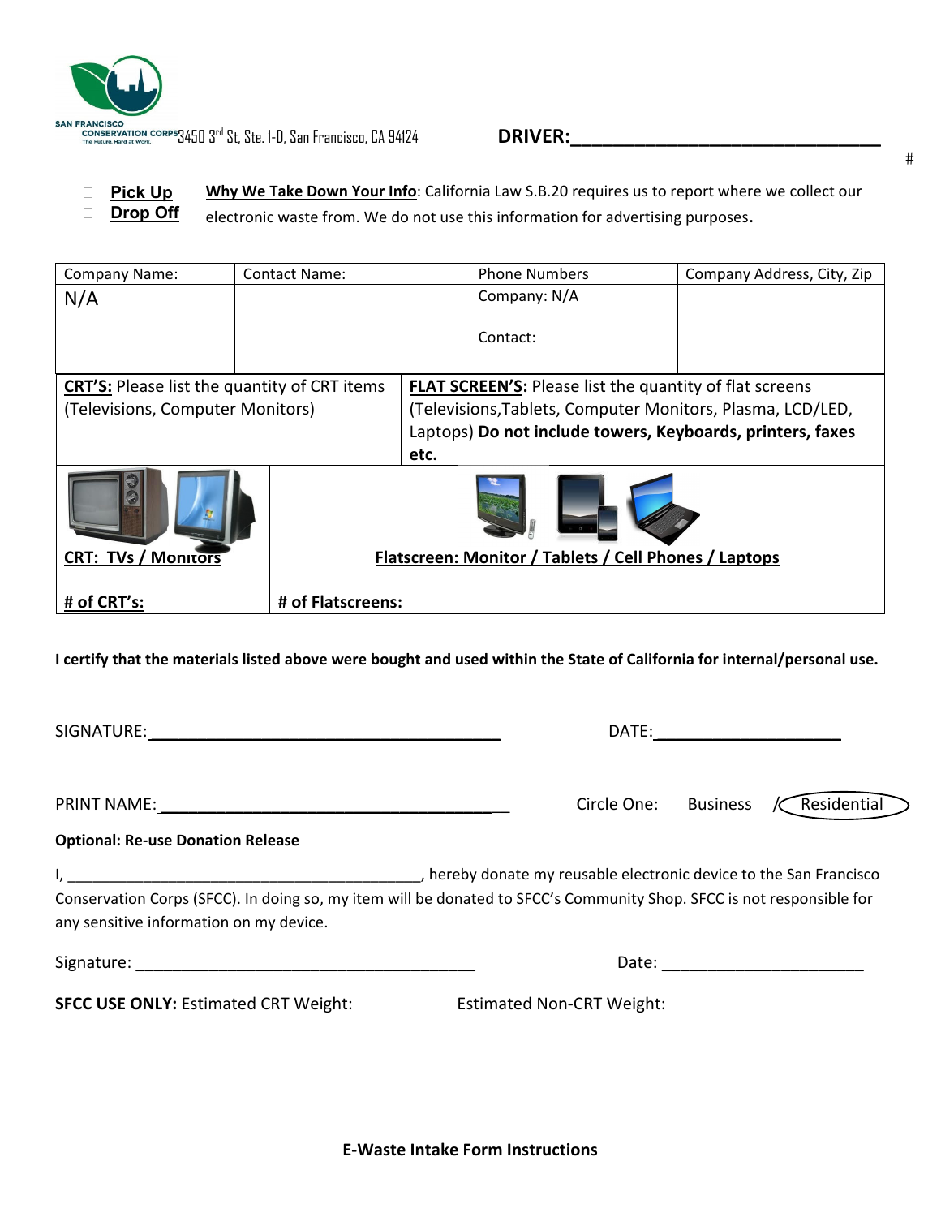SAN FRANCISCO CONSERVATION CORPS
The Future. Hard at Work.

3450 3rd St, Ste. 1-D, San Francisco, CA 94124

**DRIVER:**______________________________

#

- ☐ **Pick Up**
- ☐ **Drop Off**

**Why We Take Down Your Info**: California Law S.B.20 requires us to report where we collect our electronic waste from. We do not use this information for advertising purposes.

| Company Name: | Contact Name: | Phone Numbers | Company Address, City, Zip |
|---|---|---|---|
| N/A | | Company: N/A<br><br>Contact: | |

| **CRT'S:** Please list the quantity of CRT items (Televisions, Computer Monitors) | **FLAT SCREEN'S:** Please list the quantity of flat screens (Televisions,Tablets, Computer Monitors, Plasma, LCD/LED, Laptops) **Do not include towers, Keyboards, printers, faxes etc.** |
|---|---|
| **CRT: TVs / Monitors** | **Flatscreen: Monitor / Tablets / Cell Phones / Laptops** |
| **# of CRT's:** | **# of Flatscreens:** |

**I certify that the materials listed above were bought and used within the State of California for internal/personal use.**

SIGNATURE:______________________________ DATE:____________________

PRINT NAME:______________________________ Circle One: Business / Residential

**Optional: Re-use Donation Release**

I, ________________________________________, hereby donate my reusable electronic device to the San Francisco Conservation Corps (SFCC). In doing so, my item will be donated to SFCC's Community Shop. SFCC is not responsible for any sensitive information on my device.

Signature: ______________________________ Date: ____________________

**SFCC USE ONLY:** Estimated CRT Weight: Estimated Non-CRT Weight:

**E-Waste Intake Form Instructions**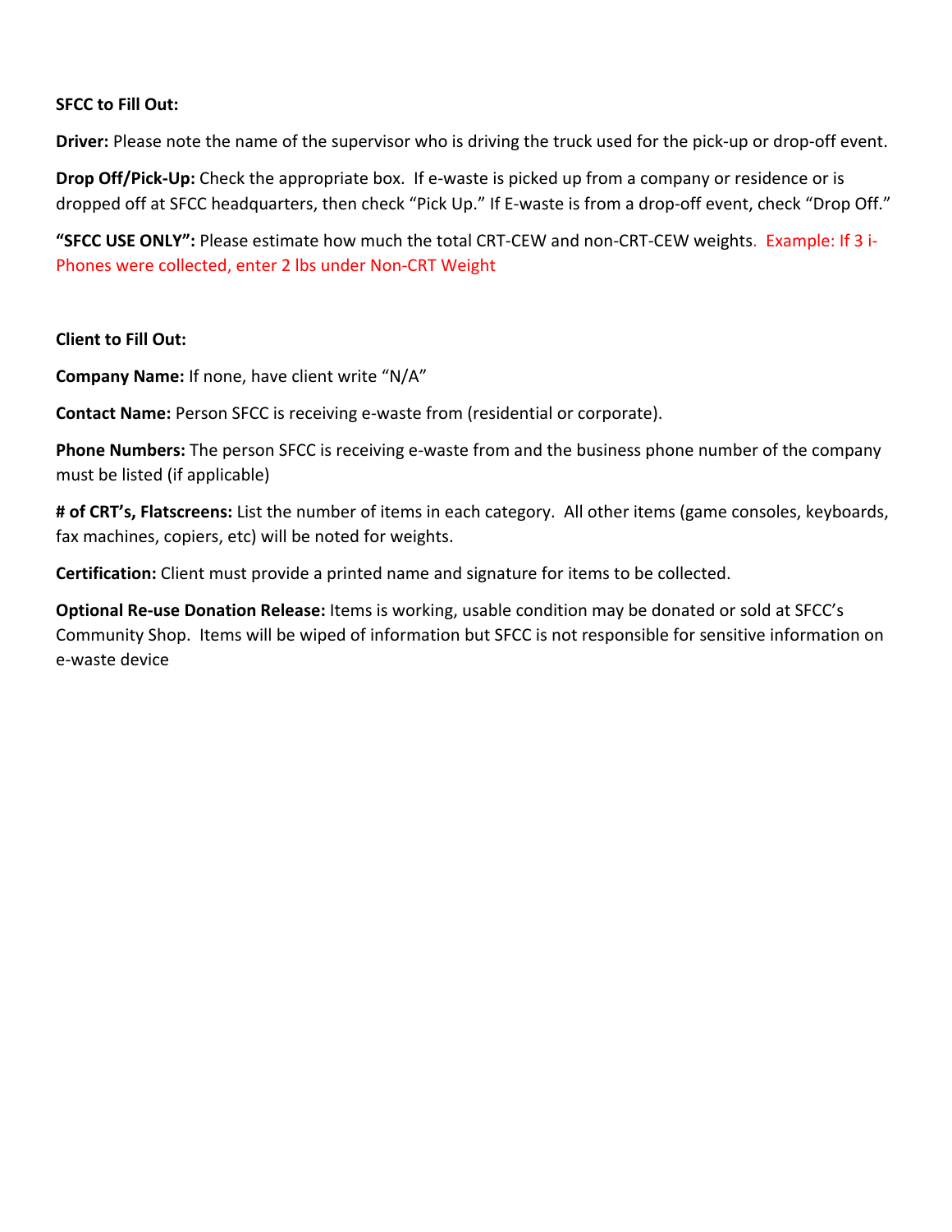**SFCC to Fill Out:**

**Driver:** Please note the name of the supervisor who is driving the truck used for the pick-up or drop-off event.

**Drop Off/Pick-Up:** Check the appropriate box. If e-waste is picked up from a company or residence or is dropped off at SFCC headquarters, then check "Pick Up." If E-waste is from a drop-off event, check "Drop Off."

**"SFCC USE ONLY":** Please estimate how much the total CRT-CEW and non-CRT-CEW weights. Example: If 3 i-Phones were collected, enter 2 lbs under Non-CRT Weight

**Client to Fill Out:**

**Company Name:** If none, have client write "N/A"

**Contact Name:** Person SFCC is receiving e-waste from (residential or corporate).

**Phone Numbers:** The person SFCC is receiving e-waste from and the business phone number of the company must be listed (if applicable)

**# of CRT's, Flatscreens:** List the number of items in each category. All other items (game consoles, keyboards, fax machines, copiers, etc) will be noted for weights.

**Certification:** Client must provide a printed name and signature for items to be collected.

**Optional Re-use Donation Release:** Items is working, usable condition may be donated or sold at SFCC's Community Shop. Items will be wiped of information but SFCC is not responsible for sensitive information on e-waste device